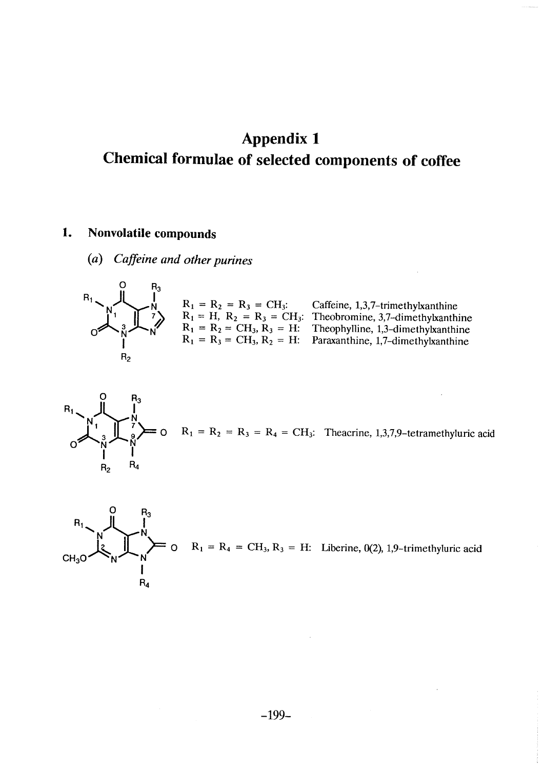# Appendix 1

# Chemical formulae of selected components of coffee

## 1. Nonvolatile compounds

### (a) *Caffeine and other purines*

$R_1 = R_2 = R_3 = CH_3$: Caffeine, 1,3,7-trimethylxanthine
$R_1 = H$, $R_2 = R_3 = CH_3$: Theobromine, 3,7-dimethylxanthine
$R_1 = R_2 = CH_3$, $R_3 = H$: Theophylline, 1,3-dimethylxanthine
$R_1 = R_3 = CH_3$, $R_2 = H$: Paraxanthine, 1,7-dimethylxanthine

$R_1 = R_2 = R_3 = R_4 = CH_3$: Theacrine, 1,3,7,9-tetramethyluric acid

$R_1 = R_4 = CH_3$, $R_3 = H$: Liberine, 0(2), 1,9-trimethyluric acid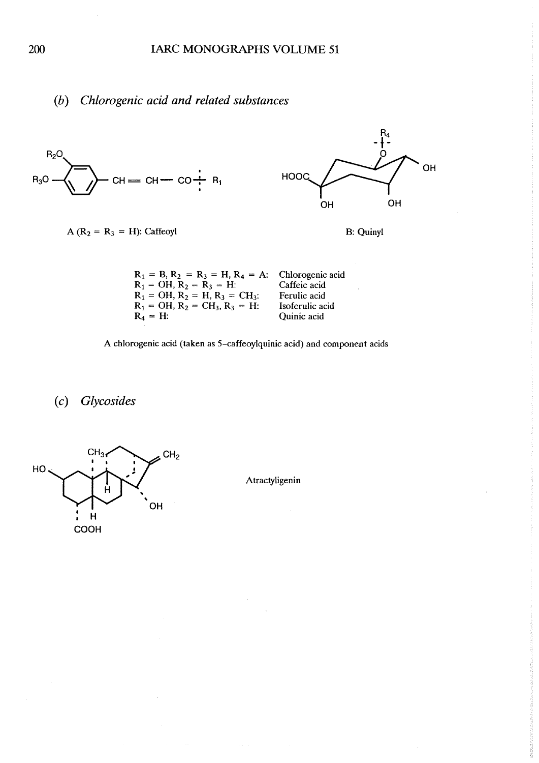### (b) *Chlorogenic acid and related substances*

A ($R_2$ = $R_3$ = H): Caffeoyl

B: Quinyl

| | |
|---|---|
| $R_1$ = B, $R_2$ = $R_3$ = H, $R_4$ = A: | Chlorogenic acid |
| $R_1$ = OH, $R_2$ = $R_3$ = H: | Caffeic acid |
| $R_1$ = OH, $R_2$ = H, $R_3$ = $CH_3$: | Ferulic acid |
| $R_1$ = OH, $R_2$ = $CH_3$, $R_3$ = H: | Isoferulic acid |
| $R_4$ = H: | Quinic acid |

A chlorogenic acid (taken as 5–caffeoylquinic acid) and component acids

### (c) *Glycosides*

Atractyligenin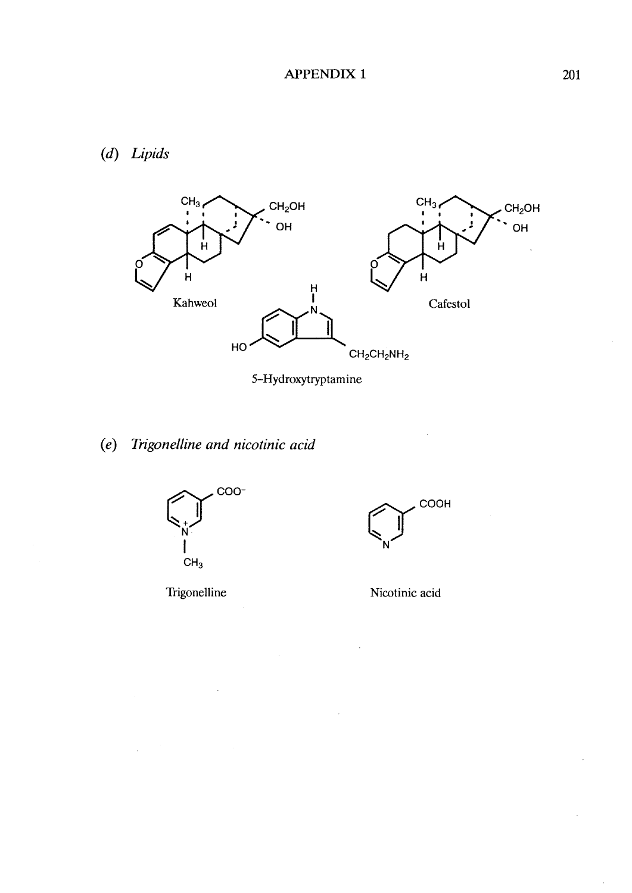## (d) Lipids

Kahweol

Cafestol

5-Hydroxytryptamine

## (e) Trigonelline and nicotinic acid

Trigonelline

Nicotinic acid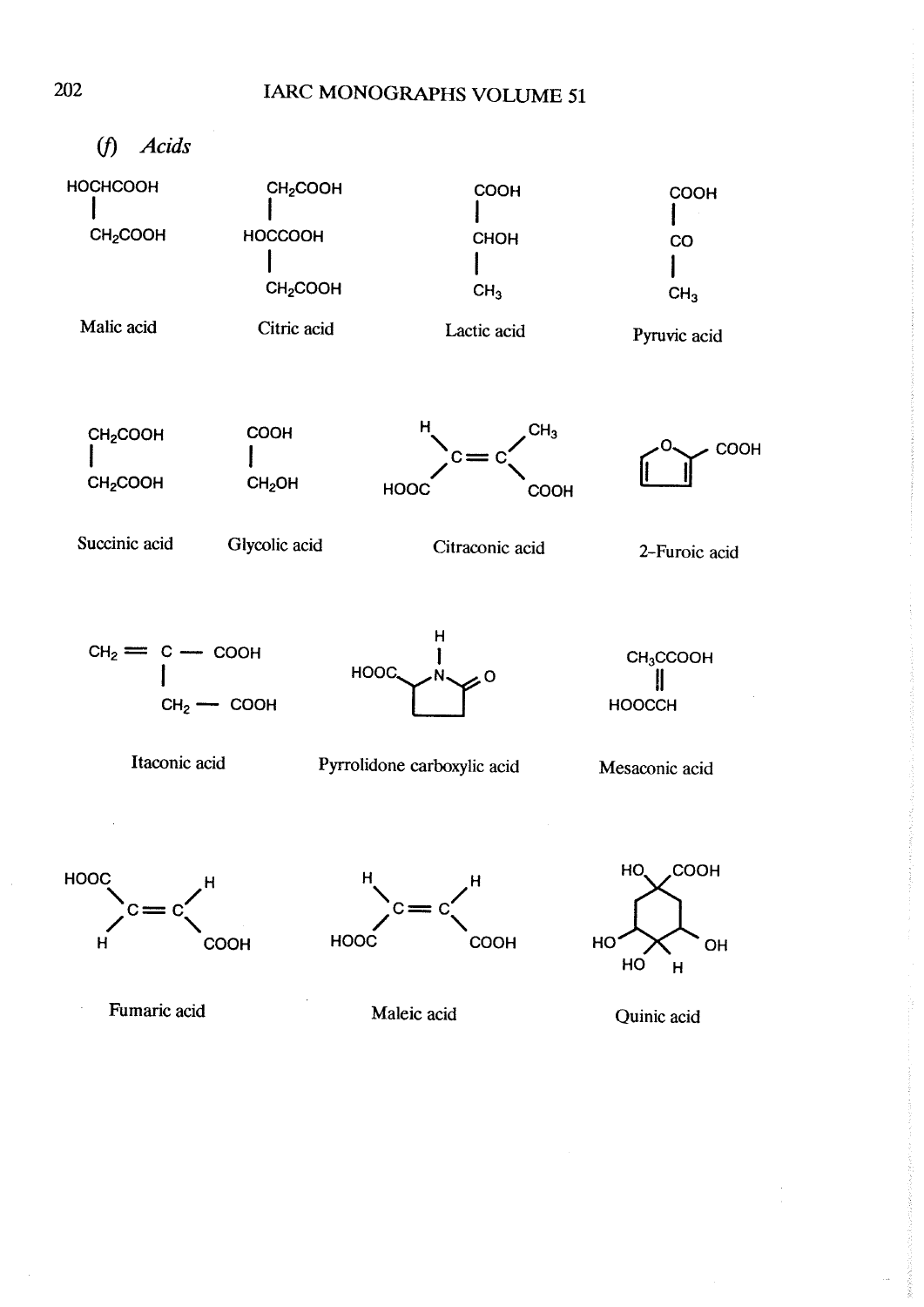### (f) Acids

| Structure | Name |
|---|---|
| $HOCHCOOH$ – $CH_2COOH$ | Malic acid |
| $CH_2COOH$ – $HOCCOOH$ – $CH_2COOH$ | Citric acid |
| $COOH$ – $CHOH$ – $CH_3$ | Lactic acid |
| $COOH$ – $CO$ – $CH_3$ | Pyruvic acid |
| $CH_2COOH$ – $CH_2COOH$ | Succinic acid |
| $COOH$ – $CH_2OH$ | Glycolic acid |
| $(H)(HOOC)C{=}C(CH_3)(COOH)$ | Citraconic acid |
| Furan ring with COOH at position 2 | 2-Furoic acid |
| $CH_2{=}C(COOH)$ – $CH_2$ – $COOH$ | Itaconic acid |
| Pyrrolidone ring (N–H, C=O) with HOOC | Pyrrolidone carboxylic acid |
| $CH_3CCOOH$ ‖ $HOOCCH$ | Mesaconic acid |
| $(HOOC)(H)C{=}C(H)(COOH)$ | Fumaric acid |
| $(H)(HOOC)C{=}C(H)(COOH)$ | Maleic acid |
| Cyclohexane ring with HO, COOH, HO, OH, HO, H | Quinic acid |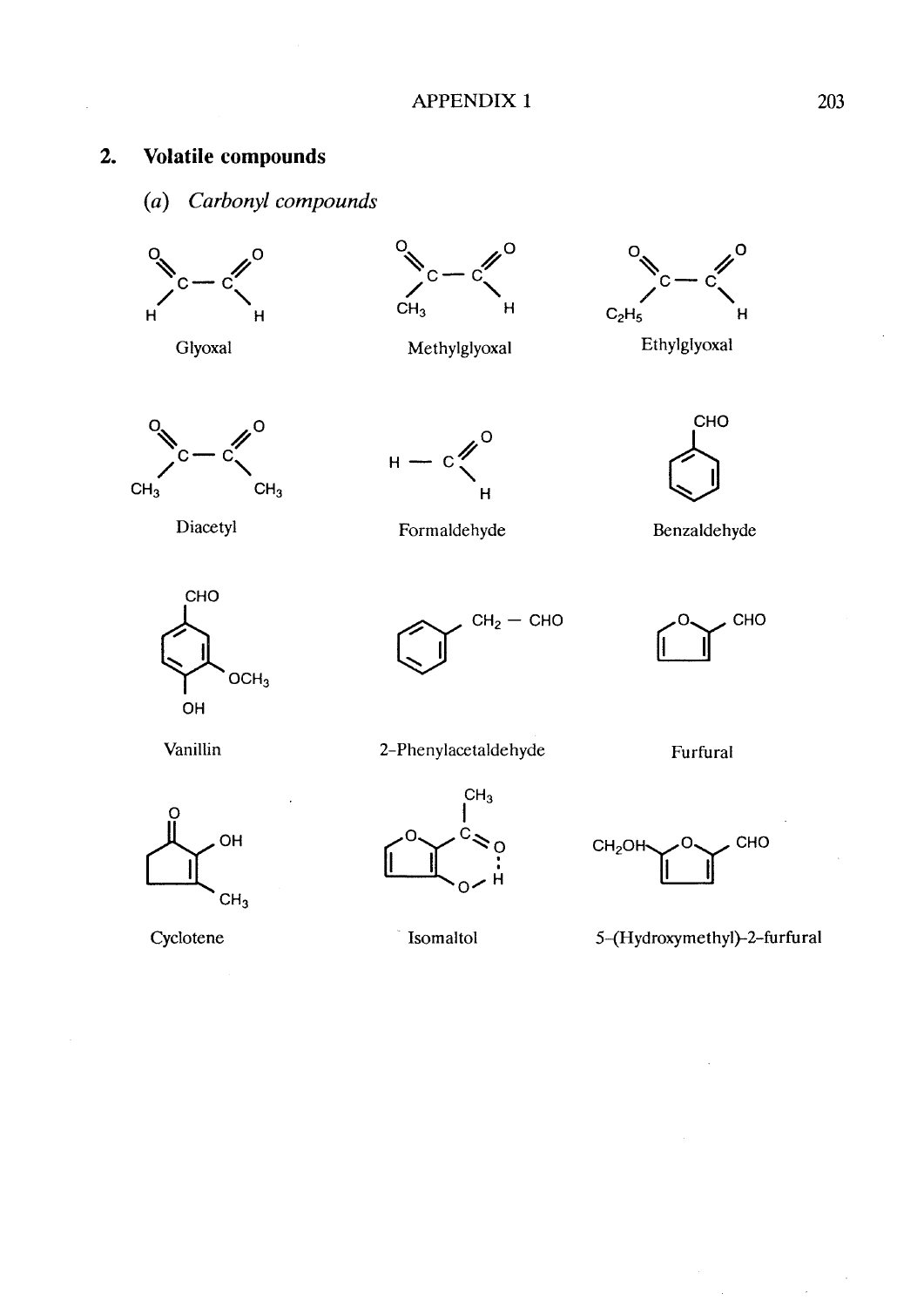## 2. Volatile compounds

### (a) *Carbonyl compounds*

Glyoxal

Methylglyoxal

Ethylglyoxal

Diacetyl

Formaldehyde

Benzaldehyde

Vanillin

2-Phenylacetaldehyde

Furfural

Cyclotene

Isomaltol

5-(Hydroxymethyl)-2-furfural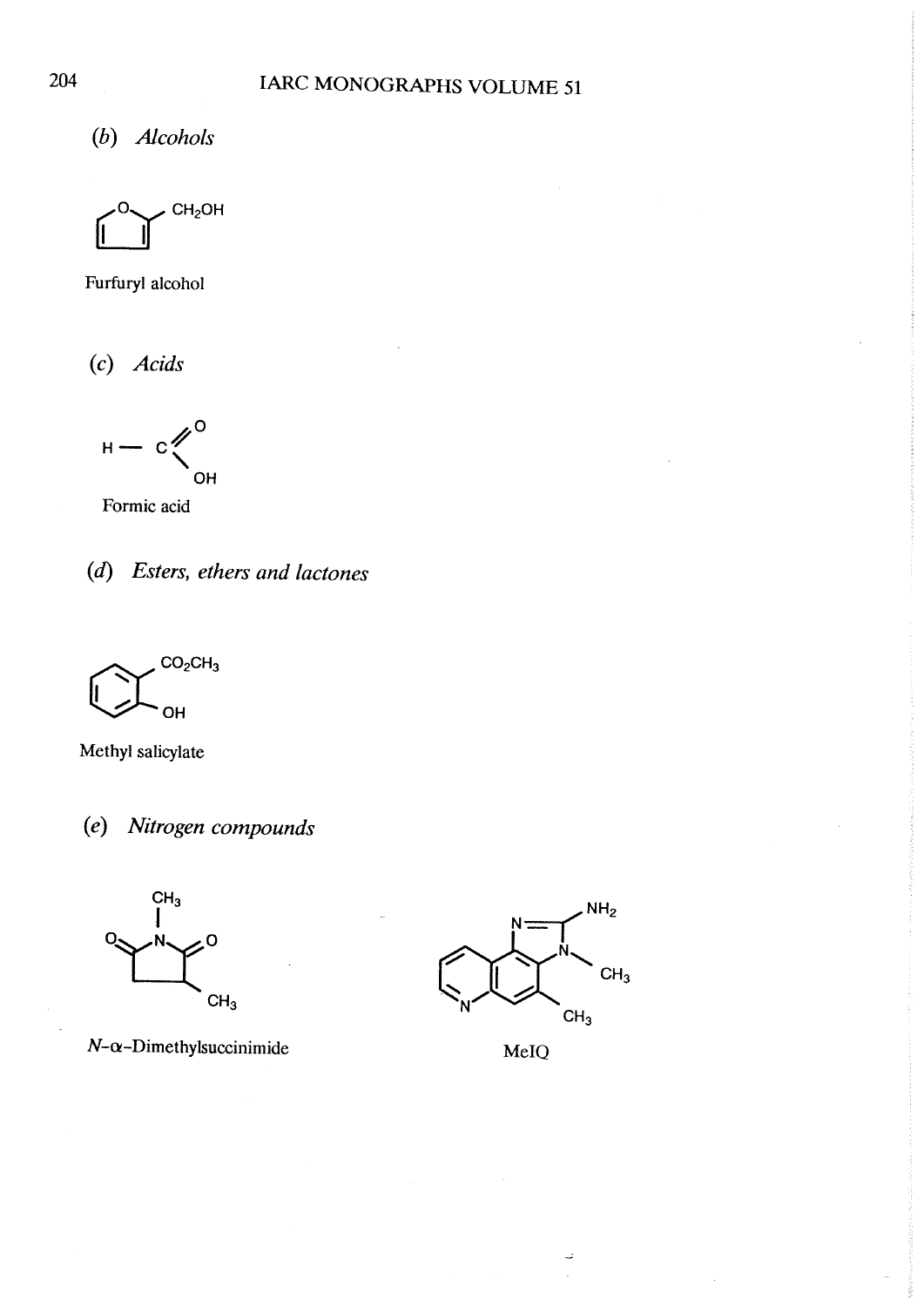(*b*) *Alcohols*

Furfuryl alcohol

(*c*) *Acids*

Formic acid

(*d*) *Esters, ethers and lactones*

Methyl salicylate

(*e*) *Nitrogen compounds*

*N*-α-Dimethylsuccinimide

MeIQ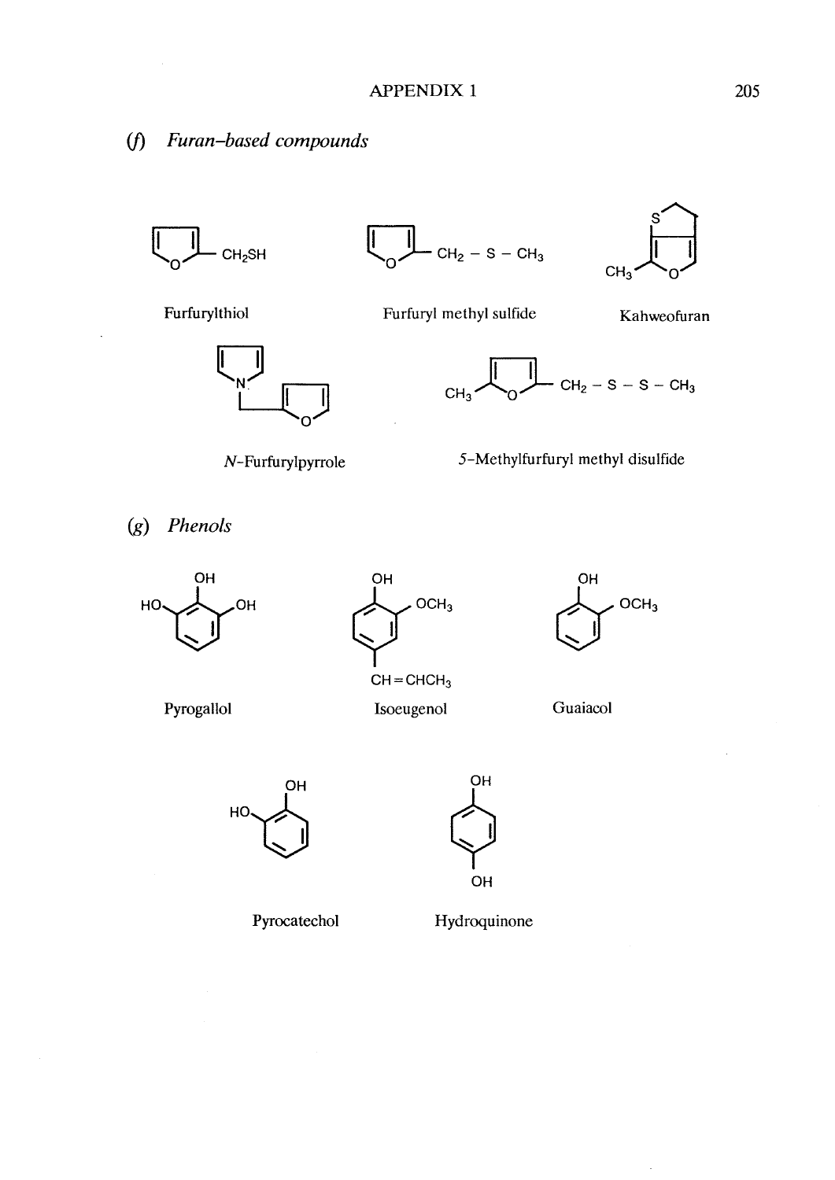## (f) *Furan-based compounds*

$CH_2SH$

Furfurylthiol

$CH_2 - S - CH_3$

Furfuryl methyl sulfide

S

$CH_3$ O

Kahweofuran

N

O

*N*-Furfurylpyrrole

$CH_3$ O $CH_2 - S - S - CH_3$

5-Methylfurfuryl methyl disulfide

## (g) *Phenols*

OH

HO OH

Pyrogallol

OH

$OCH_3$

$CH = CHCH_3$

Isoeugenol

OH

$OCH_3$

Guaiacol

OH

HO

Pyrocatechol

OH

OH

Hydroquinone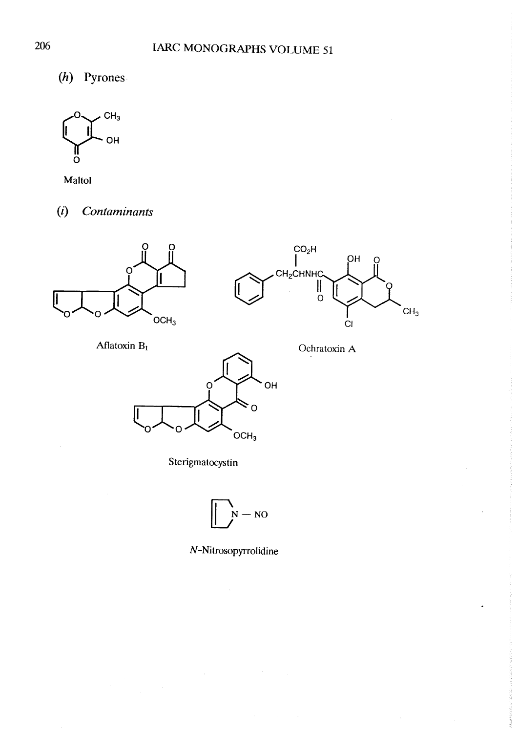(*h*) Pyrones

$CH_3$

OH

O

Maltol

(*i*) *Contaminants*

O O

O

O O

$OCH_3$

Aflatoxin $B_1$

$CO_2H$

OH O

$CH_2CHNHC$

O

O

$CH_3$

Cl

Ochratoxin A

O

OH

O

O O

$OCH_3$

Sterigmatocystin

N — NO

*N*-Nitrosopyrrolidine